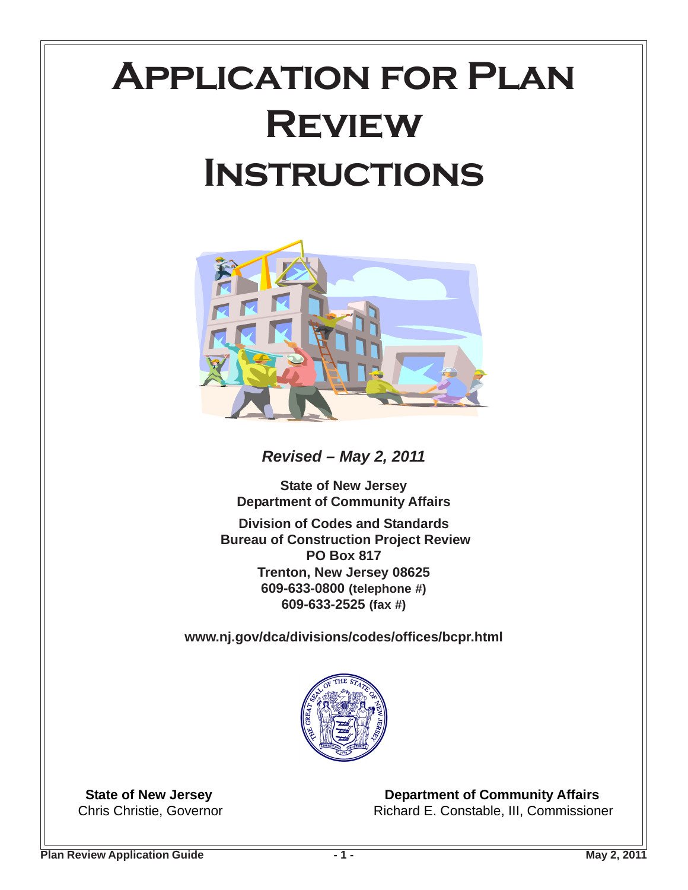# Application for Plan Review Instructions

***Revised – May 2, 2011***

**State of New Jersey**
**Department of Community Affairs**

**Division of Codes and Standards**
**Bureau of Construction Project Review**
**PO Box 817**
**Trenton, New Jersey 08625**
**609-633-0800 (telephone #)**
**609-633-2525 (fax #)**

**www.nj.gov/dca/divisions/codes/offices/bcpr.html**

**State of New Jersey**
Chris Christie, Governor

**Department of Community Affairs**
Richard E. Constable, III, Commissioner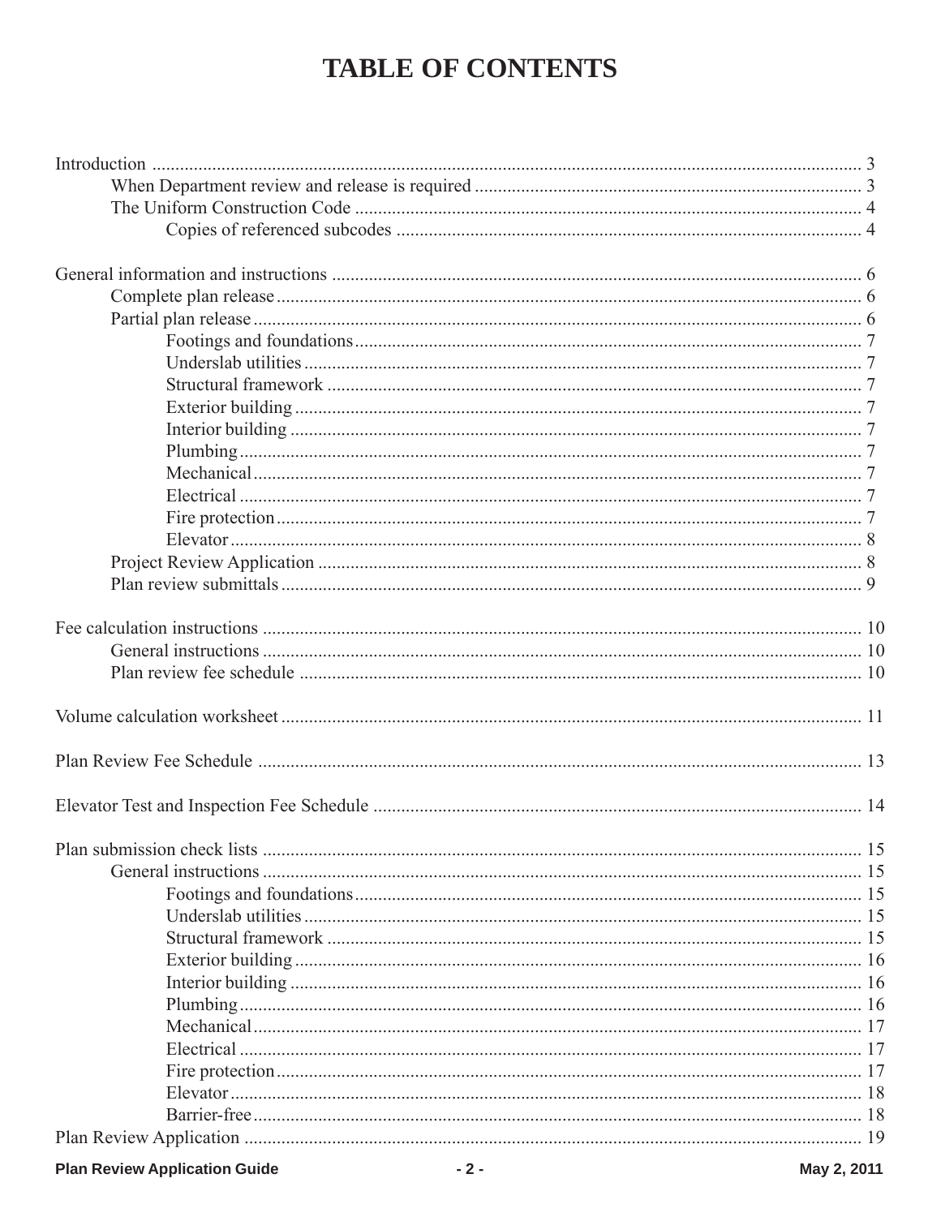# TABLE OF CONTENTS

Introduction ........................................................................................................ 3
- When Department review and release is required ........................................ 3
- The Uniform Construction Code .................................................................. 4
  - Copies of referenced subcodes ................................................................ 4

General information and instructions .................................................................. 6
- Complete plan release ................................................................................ 6
- Partial plan release ..................................................................................... 6
  - Footings and foundations ........................................................................ 7
  - Underslab utilities ................................................................................... 7
  - Structural framework .............................................................................. 7
  - Exterior building ..................................................................................... 7
  - Interior building ...................................................................................... 7
  - Plumbing ................................................................................................ 7
  - Mechanical ............................................................................................. 7
  - Electrical ................................................................................................ 7
  - Fire protection ........................................................................................ 7
  - Elevator .................................................................................................. 8
- Project Review Application ......................................................................... 8
- Plan review submittals ................................................................................ 9

Fee calculation instructions ................................................................................ 10
- General instructions .................................................................................. 10
- Plan review fee schedule ............................................................................ 10

Volume calculation worksheet ............................................................................ 11

Plan Review Fee Schedule ................................................................................. 13

Elevator Test and Inspection Fee Schedule .......................................................... 14

Plan submission check lists ................................................................................ 15
- General instructions .................................................................................. 15
  - Footings and foundations ........................................................................ 15
  - Underslab utilities ................................................................................... 15
  - Structural framework .............................................................................. 15
  - Exterior building ..................................................................................... 16
  - Interior building ...................................................................................... 16
  - Plumbing ................................................................................................ 16
  - Mechanical ............................................................................................. 17
  - Electrical ................................................................................................ 17
  - Fire protection ........................................................................................ 17
  - Elevator .................................................................................................. 18
  - Barrier-free ............................................................................................ 18

Plan Review Application .................................................................................... 19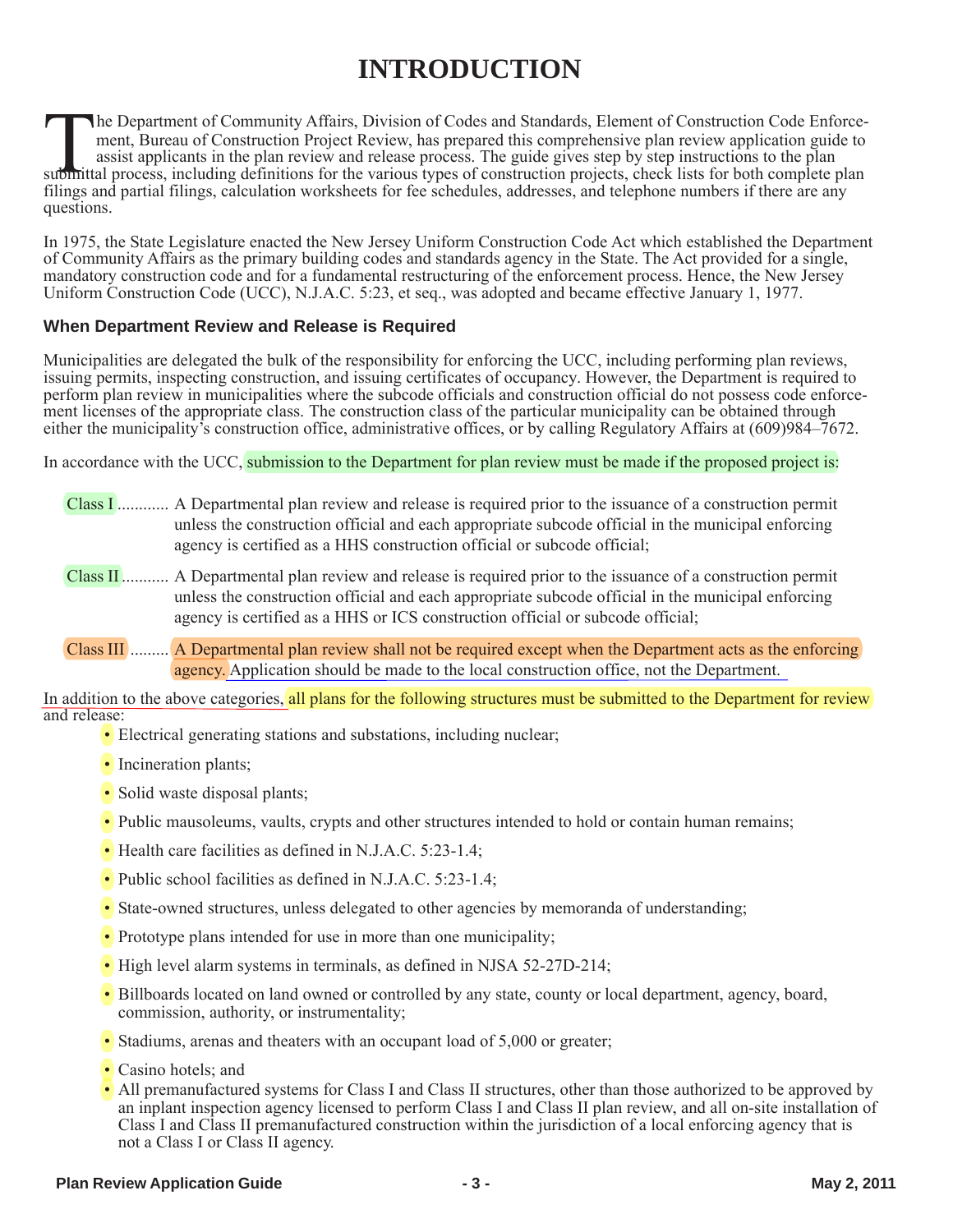# INTRODUCTION

The Department of Community Affairs, Division of Codes and Standards, Element of Construction Code Enforcement, Bureau of Construction Project Review, has prepared this comprehensive plan review application guide to assist applicants in the plan review and release process. The guide gives step by step instructions to the plan submittal process, including definitions for the various types of construction projects, check lists for both complete plan filings and partial filings, calculation worksheets for fee schedules, addresses, and telephone numbers if there are any questions.

In 1975, the State Legislature enacted the New Jersey Uniform Construction Code Act which established the Department of Community Affairs as the primary building codes and standards agency in the State. The Act provided for a single, mandatory construction code and for a fundamental restructuring of the enforcement process. Hence, the New Jersey Uniform Construction Code (UCC), N.J.A.C. 5:23, et seq., was adopted and became effective January 1, 1977.

### When Department Review and Release is Required

Municipalities are delegated the bulk of the responsibility for enforcing the UCC, including performing plan reviews, issuing permits, inspecting construction, and issuing certificates of occupancy. However, the Department is required to perform plan review in municipalities where the subcode officials and construction official do not possess code enforcement licenses of the appropriate class. The construction class of the particular municipality can be obtained through either the municipality's construction office, administrative offices, or by calling Regulatory Affairs at (609)984–7672.

In accordance with the UCC, submission to the Department for plan review must be made if the proposed project is:

Class I ............ A Departmental plan review and release is required prior to the issuance of a construction permit unless the construction official and each appropriate subcode official in the municipal enforcing agency is certified as a HHS construction official or subcode official;

Class II ........... A Departmental plan review and release is required prior to the issuance of a construction permit unless the construction official and each appropriate subcode official in the municipal enforcing agency is certified as a HHS or ICS construction official or subcode official;

Class III ......... A Departmental plan review shall not be required except when the Department acts as the enforcing agency. Application should be made to the local construction office, not the Department.

In addition to the above categories, all plans for the following structures must be submitted to the Department for review and release:

- Electrical generating stations and substations, including nuclear;
- Incineration plants;
- Solid waste disposal plants;
- Public mausoleums, vaults, crypts and other structures intended to hold or contain human remains;
- Health care facilities as defined in N.J.A.C. 5:23-1.4;
- Public school facilities as defined in N.J.A.C. 5:23-1.4;
- State-owned structures, unless delegated to other agencies by memoranda of understanding;
- Prototype plans intended for use in more than one municipality;
- High level alarm systems in terminals, as defined in NJSA 52-27D-214;
- Billboards located on land owned or controlled by any state, county or local department, agency, board, commission, authority, or instrumentality;
- Stadiums, arenas and theaters with an occupant load of 5,000 or greater;
- Casino hotels; and
- All premanufactured systems for Class I and Class II structures, other than those authorized to be approved by an inplant inspection agency licensed to perform Class I and Class II plan review, and all on-site installation of Class I and Class II premanufactured construction within the jurisdiction of a local enforcing agency that is not a Class I or Class II agency.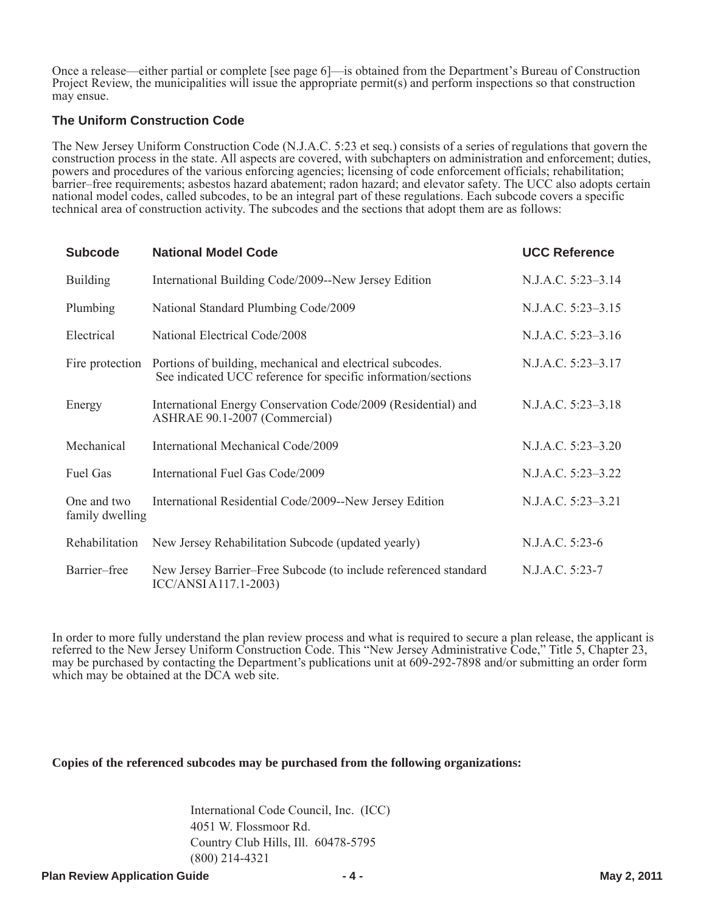Once a release—either partial or complete [see page 6]—is obtained from the Department's Bureau of Construction Project Review, the municipalities will issue the appropriate permit(s) and perform inspections so that construction may ensue.

### The Uniform Construction Code

The New Jersey Uniform Construction Code (N.J.A.C. 5:23 et seq.) consists of a series of regulations that govern the construction process in the state. All aspects are covered, with subchapters on administration and enforcement; duties, powers and procedures of the various enforcing agencies; licensing of code enforcement officials; rehabilitation; barrier–free requirements; asbestos hazard abatement; radon hazard; and elevator safety. The UCC also adopts certain national model codes, called subcodes, to be an integral part of these regulations. Each subcode covers a specific technical area of construction activity. The subcodes and the sections that adopt them are as follows:

| Subcode | National Model Code | UCC Reference |
|---|---|---|
| Building | International Building Code/2009--New Jersey Edition | N.J.A.C. 5:23–3.14 |
| Plumbing | National Standard Plumbing Code/2009 | N.J.A.C. 5:23–3.15 |
| Electrical | National Electrical Code/2008 | N.J.A.C. 5:23–3.16 |
| Fire protection | Portions of building, mechanical and electrical subcodes. See indicated UCC reference for specific information/sections | N.J.A.C. 5:23–3.17 |
| Energy | International Energy Conservation Code/2009 (Residential) and ASHRAE 90.1-2007 (Commercial) | N.J.A.C. 5:23–3.18 |
| Mechanical | International Mechanical Code/2009 | N.J.A.C. 5:23–3.20 |
| Fuel Gas | International Fuel Gas Code/2009 | N.J.A.C. 5:23–3.22 |
| One and two family dwelling | International Residential Code/2009--New Jersey Edition | N.J.A.C. 5:23–3.21 |
| Rehabilitation | New Jersey Rehabilitation Subcode (updated yearly) | N.J.A.C. 5:23-6 |
| Barrier–free | New Jersey Barrier–Free Subcode (to include referenced standard ICC/ANSI A117.1-2003) | N.J.A.C. 5:23-7 |

In order to more fully understand the plan review process and what is required to secure a plan release, the applicant is referred to the New Jersey Uniform Construction Code. This "New Jersey Administrative Code," Title 5, Chapter 23, may be purchased by contacting the Department's publications unit at 609-292-7898 and/or submitting an order form which may be obtained at the DCA web site.

**Copies of the referenced subcodes may be purchased from the following organizations:**

International Code Council, Inc. (ICC)
4051 W. Flossmoor Rd.
Country Club Hills, Ill. 60478-5795
(800) 214-4321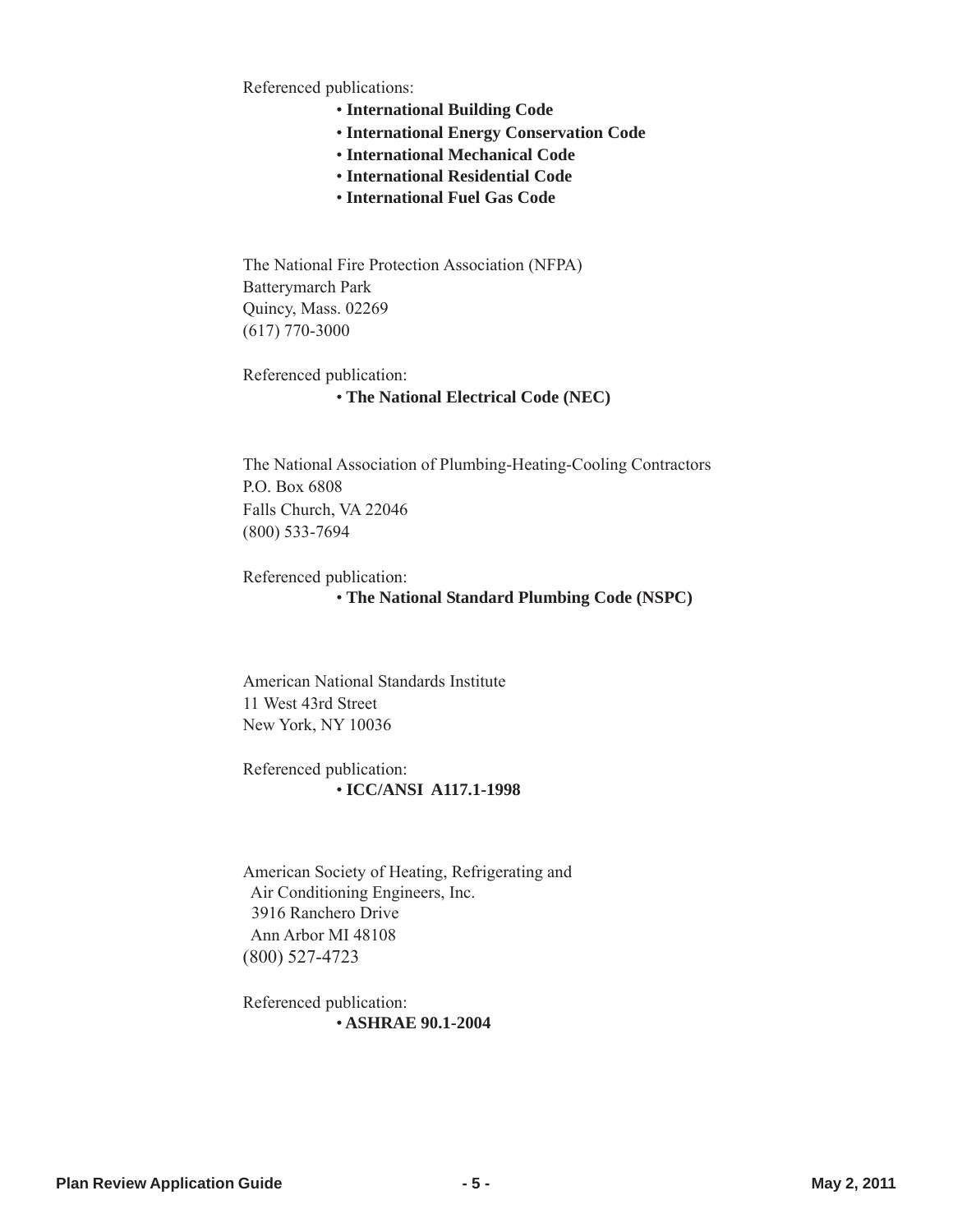Referenced publications:

- **International Building Code**
- **International Energy Conservation Code**
- **International Mechanical Code**
- **International Residential Code**
- **International Fuel Gas Code**

The National Fire Protection Association (NFPA)
Batterymarch Park
Quincy, Mass. 02269
(617) 770-3000

Referenced publication:

- **The National Electrical Code (NEC)**

The National Association of Plumbing-Heating-Cooling Contractors
P.O. Box 6808
Falls Church, VA 22046
(800) 533-7694

Referenced publication:

- **The National Standard Plumbing Code (NSPC)**

American National Standards Institute
11 West 43rd Street
New York, NY 10036

Referenced publication:

- **ICC/ANSI A117.1-1998**

American Society of Heating, Refrigerating and
Air Conditioning Engineers, Inc.
3916 Ranchero Drive
Ann Arbor MI 48108
(800) 527-4723

Referenced publication:

- **ASHRAE 90.1-2004**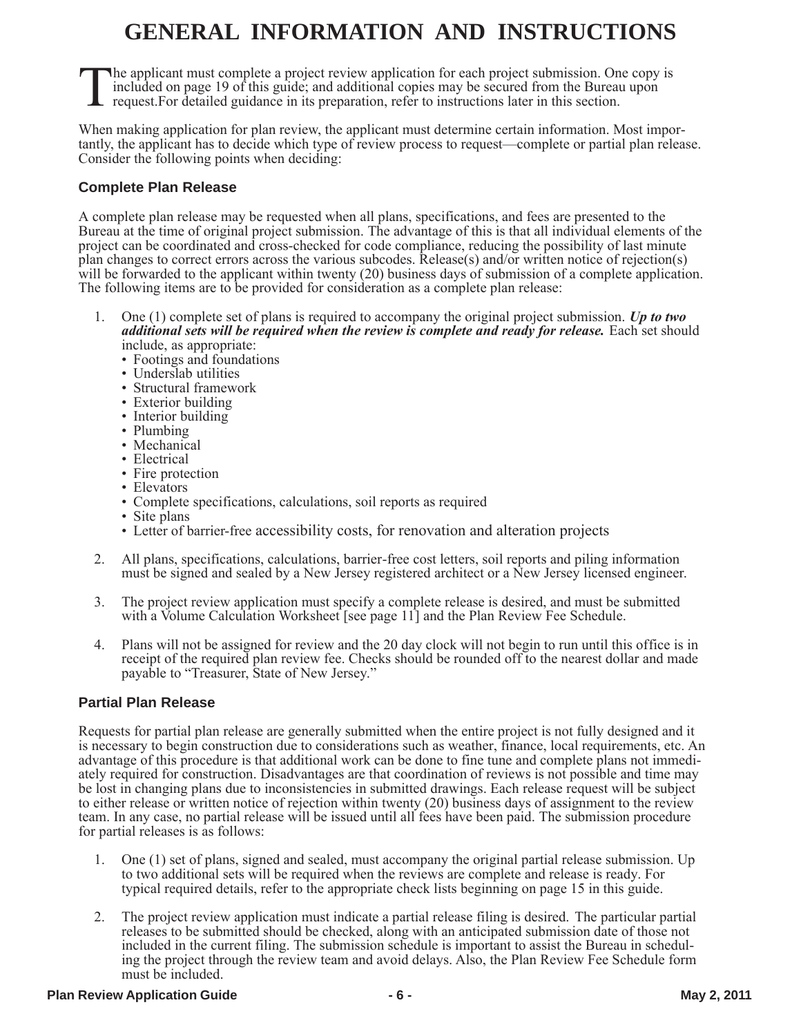# GENERAL INFORMATION AND INSTRUCTIONS

The applicant must complete a project review application for each project submission. One copy is included on page 19 of this guide; and additional copies may be secured from the Bureau upon request.For detailed guidance in its preparation, refer to instructions later in this section.

When making application for plan review, the applicant must determine certain information. Most importantly, the applicant has to decide which type of review process to request—complete or partial plan release. Consider the following points when deciding:

### Complete Plan Release

A complete plan release may be requested when all plans, specifications, and fees are presented to the Bureau at the time of original project submission. The advantage of this is that all individual elements of the project can be coordinated and cross-checked for code compliance, reducing the possibility of last minute plan changes to correct errors across the various subcodes. Release(s) and/or written notice of rejection(s) will be forwarded to the applicant within twenty (20) business days of submission of a complete application. The following items are to be provided for consideration as a complete plan release:

1. One (1) complete set of plans is required to accompany the original project submission. ***Up to two additional sets will be required when the review is complete and ready for release.*** Each set should include, as appropriate:
   - Footings and foundations
   - Underslab utilities
   - Structural framework
   - Exterior building
   - Interior building
   - Plumbing
   - Mechanical
   - Electrical
   - Fire protection
   - Elevators
   - Complete specifications, calculations, soil reports as required
   - Site plans
   - Letter of barrier-free accessibility costs, for renovation and alteration projects

2. All plans, specifications, calculations, barrier-free cost letters, soil reports and piling information must be signed and sealed by a New Jersey registered architect or a New Jersey licensed engineer.

3. The project review application must specify a complete release is desired, and must be submitted with a Volume Calculation Worksheet [see page 11] and the Plan Review Fee Schedule.

4. Plans will not be assigned for review and the 20 day clock will not begin to run until this office is in receipt of the required plan review fee. Checks should be rounded off to the nearest dollar and made payable to "Treasurer, State of New Jersey."

### Partial Plan Release

Requests for partial plan release are generally submitted when the entire project is not fully designed and it is necessary to begin construction due to considerations such as weather, finance, local requirements, etc. An advantage of this procedure is that additional work can be done to fine tune and complete plans not immediately required for construction. Disadvantages are that coordination of reviews is not possible and time may be lost in changing plans due to inconsistencies in submitted drawings. Each release request will be subject to either release or written notice of rejection within twenty (20) business days of assignment to the review team. In any case, no partial release will be issued until all fees have been paid. The submission procedure for partial releases is as follows:

1. One (1) set of plans, signed and sealed, must accompany the original partial release submission. Up to two additional sets will be required when the reviews are complete and release is ready. For typical required details, refer to the appropriate check lists beginning on page 15 in this guide.

2. The project review application must indicate a partial release filing is desired. The particular partial releases to be submitted should be checked, along with an anticipated submission date of those not included in the current filing. The submission schedule is important to assist the Bureau in scheduling the project through the review team and avoid delays. Also, the Plan Review Fee Schedule form must be included.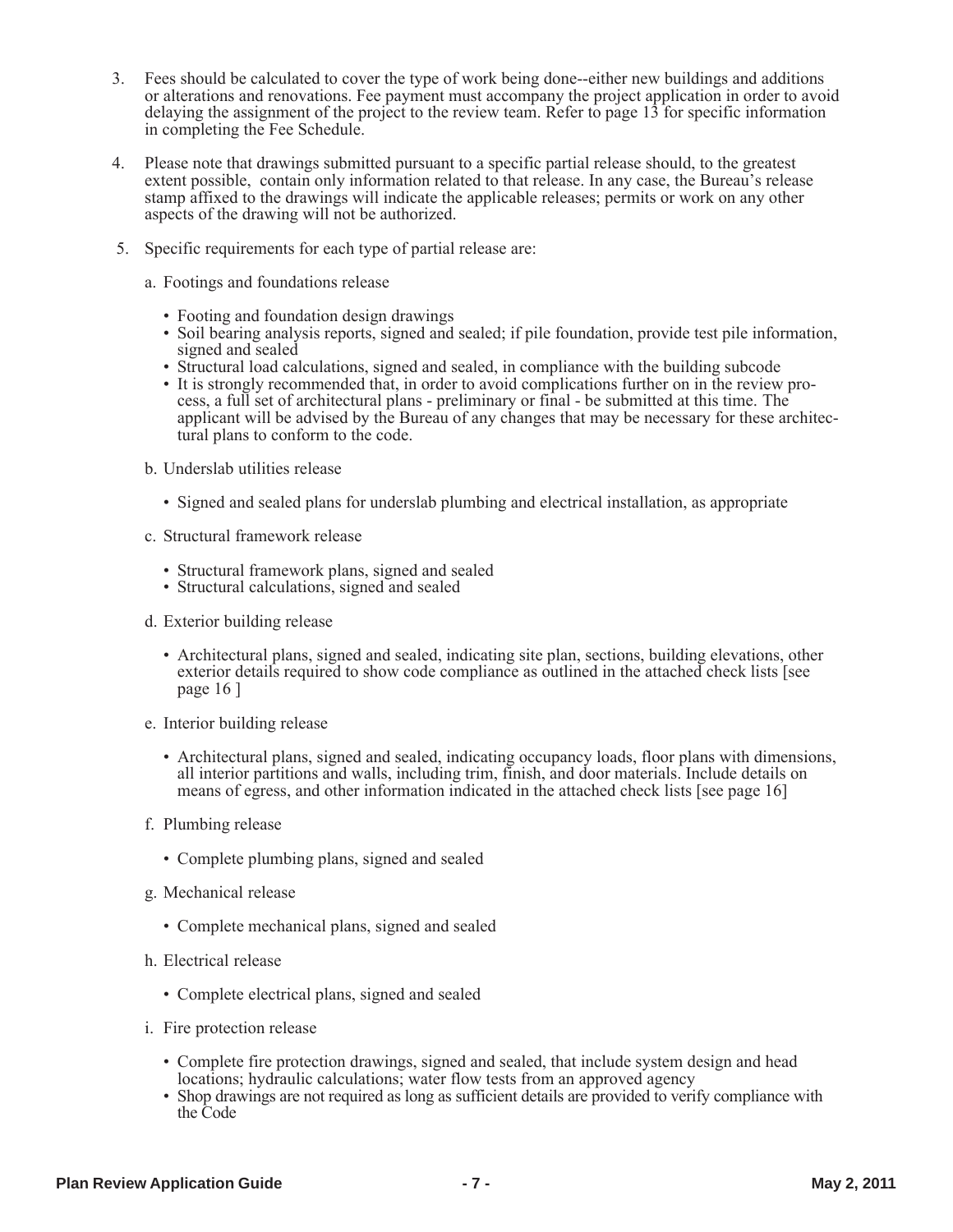3. Fees should be calculated to cover the type of work being done--either new buildings and additions or alterations and renovations. Fee payment must accompany the project application in order to avoid delaying the assignment of the project to the review team. Refer to page 13 for specific information in completing the Fee Schedule.

4. Please note that drawings submitted pursuant to a specific partial release should, to the greatest extent possible, contain only information related to that release. In any case, the Bureau's release stamp affixed to the drawings will indicate the applicable releases; permits or work on any other aspects of the drawing will not be authorized.

5. Specific requirements for each type of partial release are:

   a. Footings and foundations release

      - Footing and foundation design drawings
      - Soil bearing analysis reports, signed and sealed; if pile foundation, provide test pile information, signed and sealed
      - Structural load calculations, signed and sealed, in compliance with the building subcode
      - It is strongly recommended that, in order to avoid complications further on in the review process, a full set of architectural plans - preliminary or final - be submitted at this time. The applicant will be advised by the Bureau of any changes that may be necessary for these architectural plans to conform to the code.

   b. Underslab utilities release

      - Signed and sealed plans for underslab plumbing and electrical installation, as appropriate

   c. Structural framework release

      - Structural framework plans, signed and sealed
      - Structural calculations, signed and sealed

   d. Exterior building release

      - Architectural plans, signed and sealed, indicating site plan, sections, building elevations, other exterior details required to show code compliance as outlined in the attached check lists [see page 16 ]

   e. Interior building release

      - Architectural plans, signed and sealed, indicating occupancy loads, floor plans with dimensions, all interior partitions and walls, including trim, finish, and door materials. Include details on means of egress, and other information indicated in the attached check lists [see page 16]

   f. Plumbing release

      - Complete plumbing plans, signed and sealed

   g. Mechanical release

      - Complete mechanical plans, signed and sealed

   h. Electrical release

      - Complete electrical plans, signed and sealed

   i. Fire protection release

      - Complete fire protection drawings, signed and sealed, that include system design and head locations; hydraulic calculations; water flow tests from an approved agency
      - Shop drawings are not required as long as sufficient details are provided to verify compliance with the Code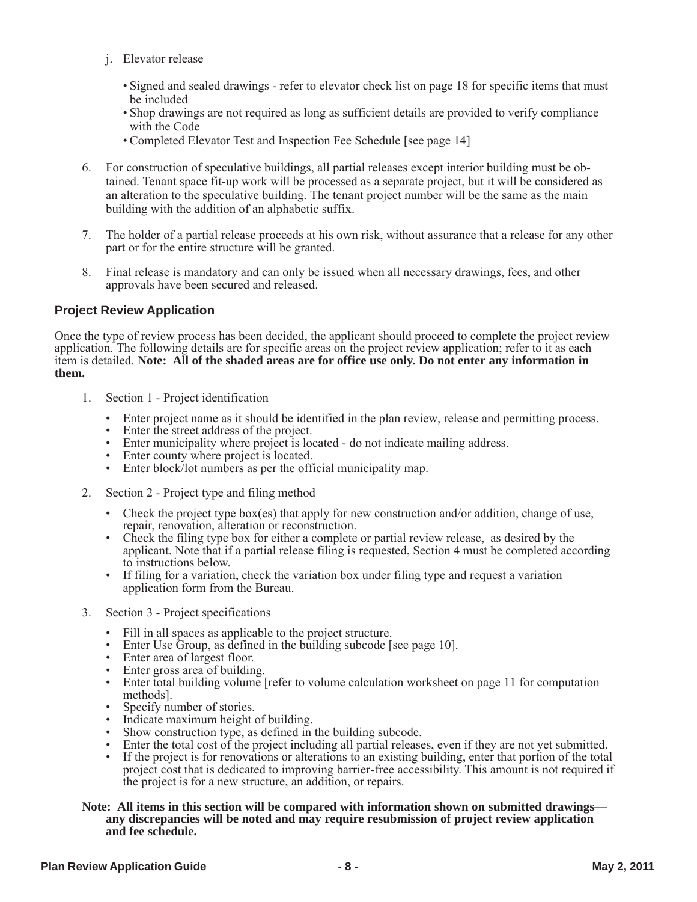j. Elevator release

   - Signed and sealed drawings - refer to elevator check list on page 18 for specific items that must be included
   - Shop drawings are not required as long as sufficient details are provided to verify compliance with the Code
   - Completed Elevator Test and Inspection Fee Schedule [see page 14]

6. For construction of speculative buildings, all partial releases except interior building must be obtained. Tenant space fit-up work will be processed as a separate project, but it will be considered as an alteration to the speculative building. The tenant project number will be the same as the main building with the addition of an alphabetic suffix.

7. The holder of a partial release proceeds at his own risk, without assurance that a release for any other part or for the entire structure will be granted.

8. Final release is mandatory and can only be issued when all necessary drawings, fees, and other approvals have been secured and released.

## Project Review Application

Once the type of review process has been decided, the applicant should proceed to complete the project review application. The following details are for specific areas on the project review application; refer to it as each item is detailed. **Note: All of the shaded areas are for office use only. Do not enter any information in them.**

1. Section 1 - Project identification

   - Enter project name as it should be identified in the plan review, release and permitting process.
   - Enter the street address of the project.
   - Enter municipality where project is located - do not indicate mailing address.
   - Enter county where project is located.
   - Enter block/lot numbers as per the official municipality map.

2. Section 2 - Project type and filing method

   - Check the project type box(es) that apply for new construction and/or addition, change of use, repair, renovation, alteration or reconstruction.
   - Check the filing type box for either a complete or partial review release, as desired by the applicant. Note that if a partial release filing is requested, Section 4 must be completed according to instructions below.
   - If filing for a variation, check the variation box under filing type and request a variation application form from the Bureau.

3. Section 3 - Project specifications

   - Fill in all spaces as applicable to the project structure.
   - Enter Use Group, as defined in the building subcode [see page 10].
   - Enter area of largest floor.
   - Enter gross area of building.
   - Enter total building volume [refer to volume calculation worksheet on page 11 for computation methods].
   - Specify number of stories.
   - Indicate maximum height of building.
   - Show construction type, as defined in the building subcode.
   - Enter the total cost of the project including all partial releases, even if they are not yet submitted.
   - If the project is for renovations or alterations to an existing building, enter that portion of the total project cost that is dedicated to improving barrier-free accessibility. This amount is not required if the project is for a new structure, an addition, or repairs.

**Note: All items in this section will be compared with information shown on submitted drawings—any discrepancies will be noted and may require resubmission of project review application and fee schedule.**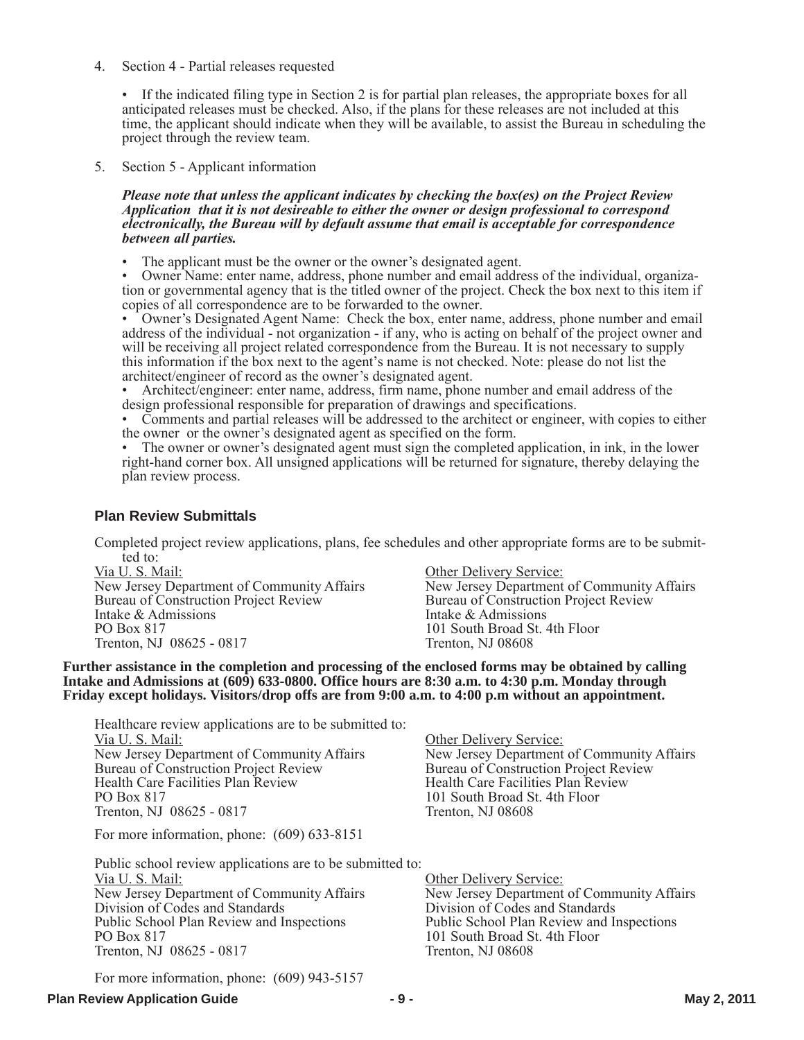4. Section 4 - Partial releases requested

   • If the indicated filing type in Section 2 is for partial plan releases, the appropriate boxes for all anticipated releases must be checked. Also, if the plans for these releases are not included at this time, the applicant should indicate when they will be available, to assist the Bureau in scheduling the project through the review team.

5. Section 5 - Applicant information

   ***Please note that unless the applicant indicates by checking the box(es) on the Project Review Application that it is not desireable to either the owner or design professional to correspond electronically, the Bureau will by default assume that email is acceptable for correspondence between all parties.***

   • The applicant must be the owner or the owner's designated agent.
   • Owner Name: enter name, address, phone number and email address of the individual, organization or governmental agency that is the titled owner of the project. Check the box next to this item if copies of all correspondence are to be forwarded to the owner.
   • Owner's Designated Agent Name: Check the box, enter name, address, phone number and email address of the individual - not organization - if any, who is acting on behalf of the project owner and will be receiving all project related correspondence from the Bureau. It is not necessary to supply this information if the box next to the agent's name is not checked. Note: please do not list the architect/engineer of record as the owner's designated agent.
   • Architect/engineer: enter name, address, firm name, phone number and email address of the design professional responsible for preparation of drawings and specifications.
   • Comments and partial releases will be addressed to the architect or engineer, with copies to either the owner or the owner's designated agent as specified on the form.
   • The owner or owner's designated agent must sign the completed application, in ink, in the lower right-hand corner box. All unsigned applications will be returned for signature, thereby delaying the plan review process.

## Plan Review Submittals

Completed project review applications, plans, fee schedules and other appropriate forms are to be submitted to:

Via U. S. Mail:
New Jersey Department of Community Affairs
Bureau of Construction Project Review
Intake & Admissions
PO Box 817
Trenton, NJ 08625 - 0817

Other Delivery Service:
New Jersey Department of Community Affairs
Bureau of Construction Project Review
Intake & Admissions
101 South Broad St. 4th Floor
Trenton, NJ 08608

**Further assistance in the completion and processing of the enclosed forms may be obtained by calling Intake and Admissions at (609) 633-0800. Office hours are 8:30 a.m. to 4:30 p.m. Monday through Friday except holidays. Visitors/drop offs are from 9:00 a.m. to 4:00 p.m without an appointment.**

Healthcare review applications are to be submitted to:

Via U. S. Mail:
New Jersey Department of Community Affairs
Bureau of Construction Project Review
Health Care Facilities Plan Review
PO Box 817
Trenton, NJ 08625 - 0817

Other Delivery Service:
New Jersey Department of Community Affairs
Bureau of Construction Project Review
Health Care Facilities Plan Review
101 South Broad St. 4th Floor
Trenton, NJ 08608

For more information, phone: (609) 633-8151

Public school review applications are to be submitted to:

Via U. S. Mail:
New Jersey Department of Community Affairs
Division of Codes and Standards
Public School Plan Review and Inspections
PO Box 817
Trenton, NJ 08625 - 0817

Other Delivery Service:
New Jersey Department of Community Affairs
Division of Codes and Standards
Public School Plan Review and Inspections
101 South Broad St. 4th Floor
Trenton, NJ 08608

For more information, phone: (609) 943-5157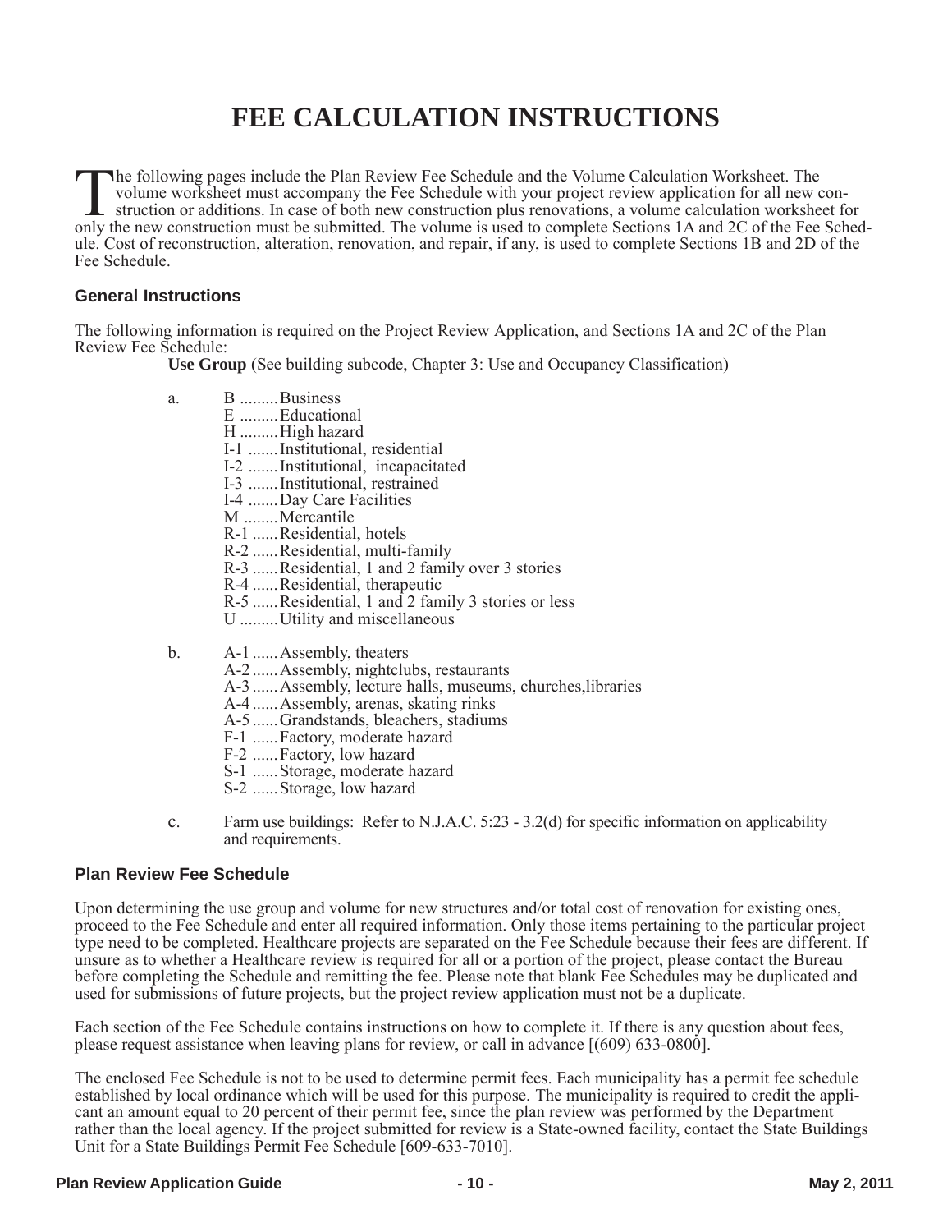# FEE CALCULATION INSTRUCTIONS

The following pages include the Plan Review Fee Schedule and the Volume Calculation Worksheet. The volume worksheet must accompany the Fee Schedule with your project review application for all new construction or additions. In case of both new construction plus renovations, a volume calculation worksheet for only the new construction must be submitted. The volume is used to complete Sections 1A and 2C of the Fee Schedule. Cost of reconstruction, alteration, renovation, and repair, if any, is used to complete Sections 1B and 2D of the Fee Schedule.

### General Instructions

The following information is required on the Project Review Application, and Sections 1A and 2C of the Plan Review Fee Schedule:

**Use Group** (See building subcode, Chapter 3: Use and Occupancy Classification)

a.
- B .........Business
- E .........Educational
- H .........High hazard
- I-1 .......Institutional, residential
- I-2 .......Institutional, incapacitated
- I-3 .......Institutional, restrained
- I-4 .......Day Care Facilities
- M ........Mercantile
- R-1 ......Residential, hotels
- R-2 ......Residential, multi-family
- R-3 ......Residential, 1 and 2 family over 3 stories
- R-4 ......Residential, therapeutic
- R-5 ......Residential, 1 and 2 family 3 stories or less
- U .........Utility and miscellaneous

b.
- A-1 ......Assembly, theaters
- A-2 ......Assembly, nightclubs, restaurants
- A-3 ......Assembly, lecture halls, museums, churches,libraries
- A-4 ......Assembly, arenas, skating rinks
- A-5 ......Grandstands, bleachers, stadiums
- F-1 ......Factory, moderate hazard
- F-2 ......Factory, low hazard
- S-1 ......Storage, moderate hazard
- S-2 ......Storage, low hazard

c. Farm use buildings: Refer to N.J.A.C. 5:23 - 3.2(d) for specific information on applicability and requirements.

### Plan Review Fee Schedule

Upon determining the use group and volume for new structures and/or total cost of renovation for existing ones, proceed to the Fee Schedule and enter all required information. Only those items pertaining to the particular project type need to be completed. Healthcare projects are separated on the Fee Schedule because their fees are different. If unsure as to whether a Healthcare review is required for all or a portion of the project, please contact the Bureau before completing the Schedule and remitting the fee. Please note that blank Fee Schedules may be duplicated and used for submissions of future projects, but the project review application must not be a duplicate.

Each section of the Fee Schedule contains instructions on how to complete it. If there is any question about fees, please request assistance when leaving plans for review, or call in advance [(609) 633-0800].

The enclosed Fee Schedule is not to be used to determine permit fees. Each municipality has a permit fee schedule established by local ordinance which will be used for this purpose. The municipality is required to credit the applicant an amount equal to 20 percent of their permit fee, since the plan review was performed by the Department rather than the local agency. If the project submitted for review is a State-owned facility, contact the State Buildings Unit for a State Buildings Permit Fee Schedule [609-633-7010].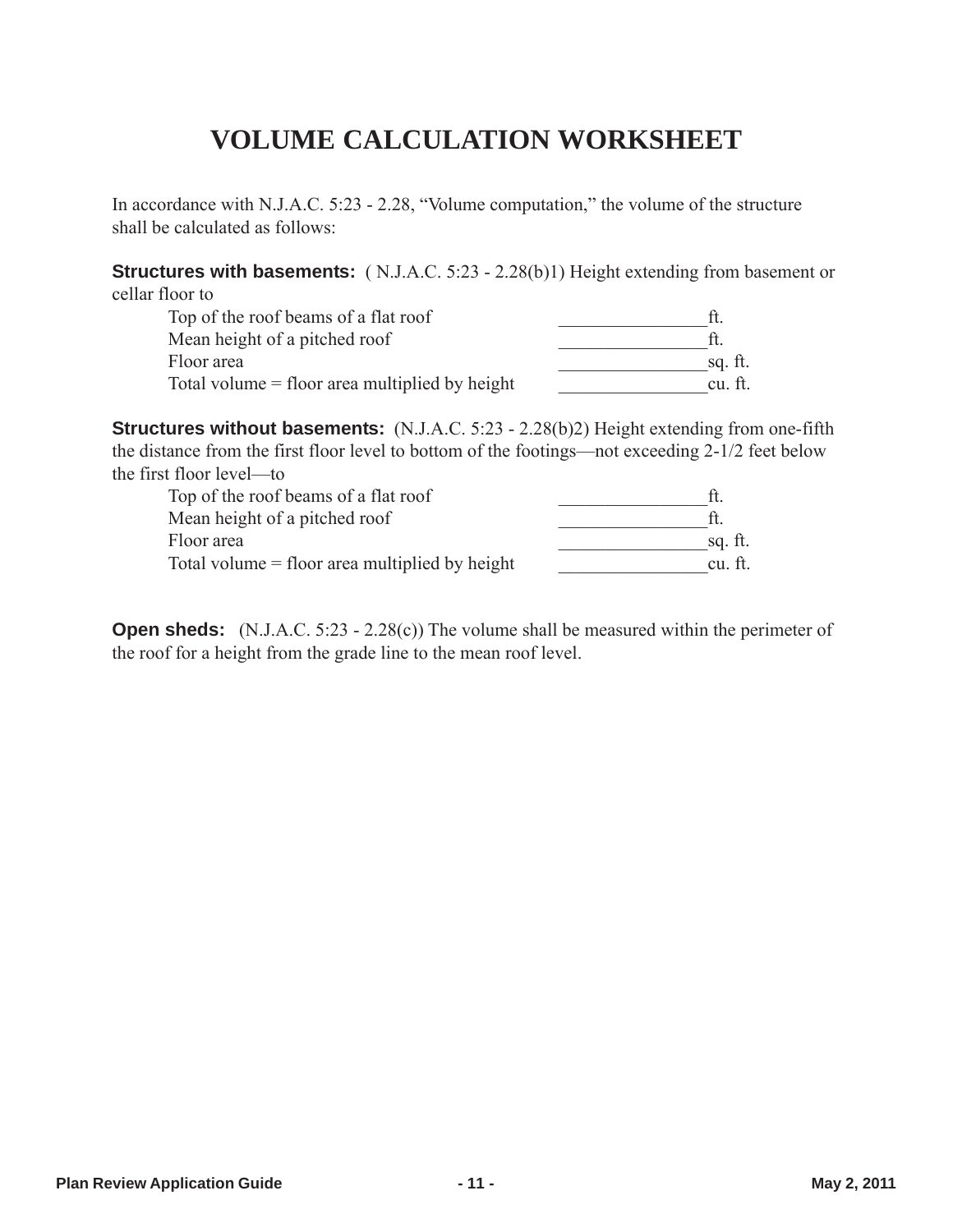# VOLUME CALCULATION WORKSHEET

In accordance with N.J.A.C. 5:23 - 2.28, "Volume computation," the volume of the structure shall be calculated as follows:

**Structures with basements:** ( N.J.A.C. 5:23 - 2.28(b)1) Height extending from basement or cellar floor to

| | |
|---|---|
| Top of the roof beams of a flat roof | ________________ft. |
| Mean height of a pitched roof | ________________ft. |
| Floor area | ________________sq. ft. |
| Total volume = floor area multiplied by height | ________________cu. ft. |

**Structures without basements:** (N.J.A.C. 5:23 - 2.28(b)2) Height extending from one-fifth the distance from the first floor level to bottom of the footings—not exceeding 2-1/2 feet below the first floor level—to

| | |
|---|---|
| Top of the roof beams of a flat roof | ________________ft. |
| Mean height of a pitched roof | ________________ft. |
| Floor area | ________________sq. ft. |
| Total volume = floor area multiplied by height | ________________cu. ft. |

**Open sheds:** (N.J.A.C. 5:23 - 2.28(c)) The volume shall be measured within the perimeter of the roof for a height from the grade line to the mean roof level.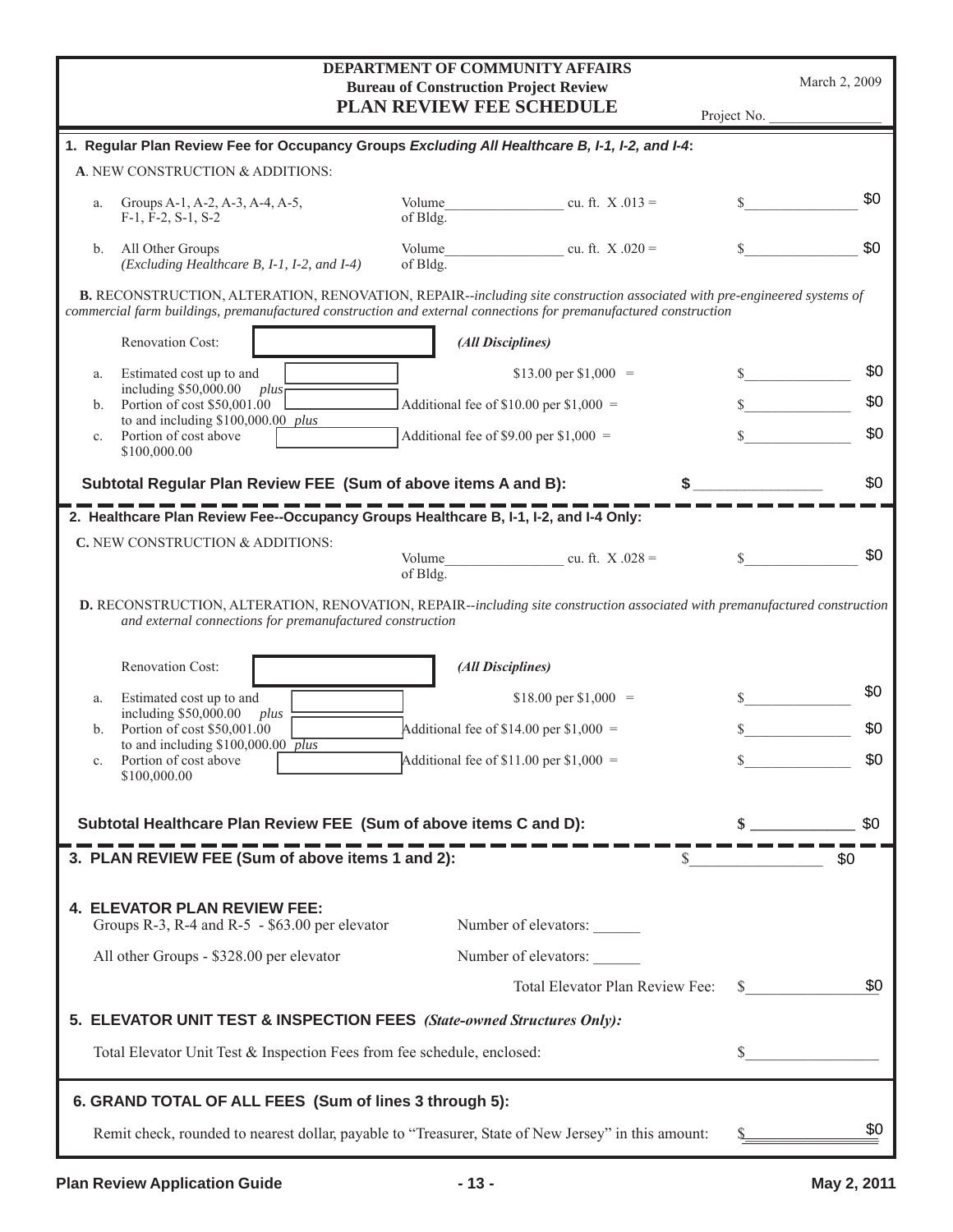DEPARTMENT OF COMMUNITY AFFAIRS
Bureau of Construction Project Review
**PLAN REVIEW FEE SCHEDULE**

March 2, 2009

Project No. _______________

## 1. Regular Plan Review Fee for Occupancy Groups *Excluding All Healthcare B, I-1, I-2, and I-4*:

**A**. NEW CONSTRUCTION & ADDITIONS:

| | | | |
|---|---|---|---|
| a. | Groups A-1, A-2, A-3, A-4, A-5, F-1, F-2, S-1, S-2 | Volume of Bldg. ________ cu. ft. X .013 = | $________ $0 |
| b. | All Other Groups *(Excluding Healthcare B, I-1, I-2, and I-4)* | Volume of Bldg. ________ cu. ft. X .020 = | $________ $0 |

**B.** RECONSTRUCTION, ALTERATION, RENOVATION, REPAIR--*including site construction associated with pre-engineered systems of commercial farm buildings, premanufactured construction and external connections for premanufactured construction*

Renovation Cost: [ ] *(All Disciplines)*

| | | | | |
|---|---|---|---|---|
| a. | Estimated cost up to and including $50,000.00 *plus* | [ ] | $13.00 per $1,000 = | $________ $0 |
| b. | Portion of cost $50,001.00 to and including $100,000.00 *plus* | [ ] | Additional fee of $10.00 per $1,000 = | $________ $0 |
| c. | Portion of cost above $100,000.00 | [ ] | Additional fee of $9.00 per $1,000 = | $________ $0 |

**Subtotal Regular Plan Review FEE (Sum of above items A and B): $________ $0**

## 2. Healthcare Plan Review Fee--Occupancy Groups Healthcare B, I-1, I-2, and I-4 Only:

**C.** NEW CONSTRUCTION & ADDITIONS:

Volume of Bldg. ________ cu. ft. X .028 = $________ $0

**D.** RECONSTRUCTION, ALTERATION, RENOVATION, REPAIR--*including site construction associated with premanufactured construction and external connections for premanufactured construction*

Renovation Cost: [ ] *(All Disciplines)*

| | | | | |
|---|---|---|---|---|
| a. | Estimated cost up to and including $50,000.00 *plus* | [ ] | $18.00 per $1,000 = | $________ $0 |
| b. | Portion of cost $50,001.00 to and including $100,000.00 *plus* | [ ] | Additional fee of $14.00 per $1,000 = | $________ $0 |
| c. | Portion of cost above $100,000.00 | [ ] | Additional fee of $11.00 per $1,000 = | $________ $0 |

**Subtotal Healthcare Plan Review FEE (Sum of above items C and D): $________ $0**

## 3. PLAN REVIEW FEE (Sum of above items 1 and 2): $________ $0

## 4. ELEVATOR PLAN REVIEW FEE:

Groups R-3, R-4 and R-5 - $63.00 per elevator — Number of elevators: ______

All other Groups - $328.00 per elevator — Number of elevators: ______

Total Elevator Plan Review Fee: $________ $0

## 5. ELEVATOR UNIT TEST & INSPECTION FEES *(State-owned Structures Only)*:

Total Elevator Unit Test & Inspection Fees from fee schedule, enclosed: $________

## 6. GRAND TOTAL OF ALL FEES (Sum of lines 3 through 5):

Remit check, rounded to nearest dollar, payable to "Treasurer, State of New Jersey" in this amount: $________ $0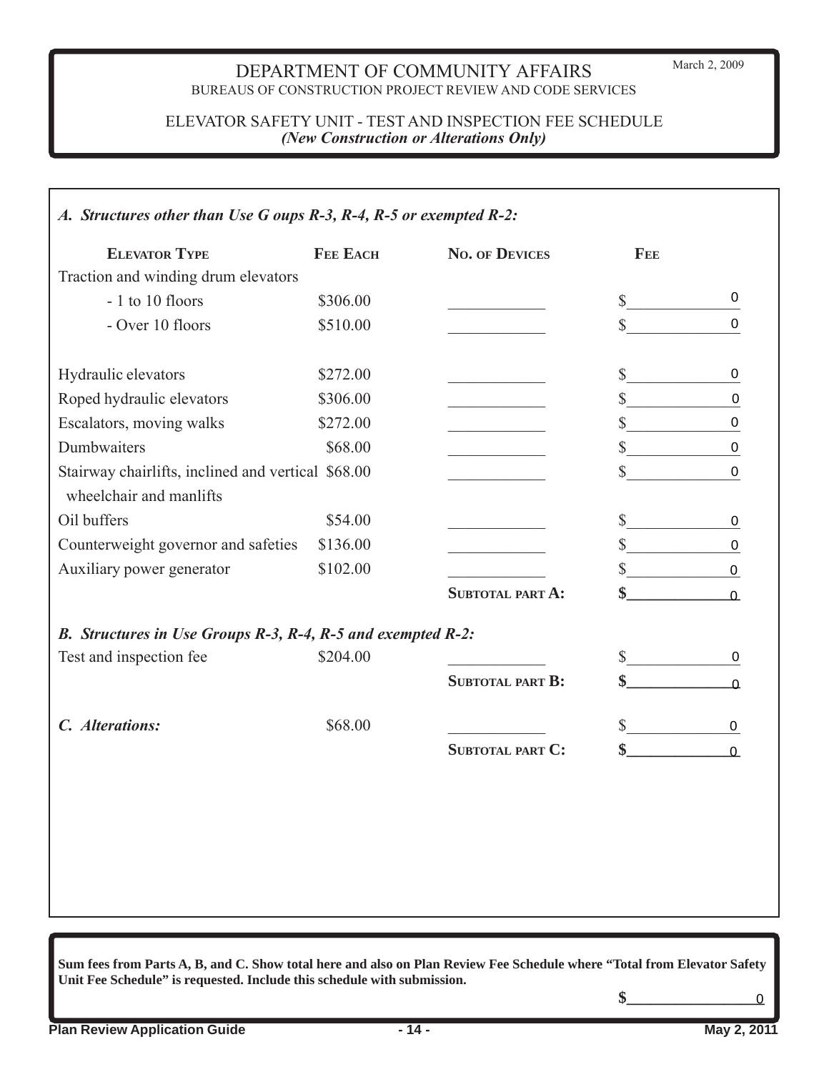March 2, 2009

# DEPARTMENT OF COMMUNITY AFFAIRS

BUREAUS OF CONSTRUCTION PROJECT REVIEW AND CODE SERVICES

## ELEVATOR SAFETY UNIT - TEST AND INSPECTION FEE SCHEDULE
***(New Construction or Alterations Only)***

### *A. Structures other than Use G oups R-3, R-4, R-5 or exempted R-2:*

| ELEVATOR TYPE | FEE EACH | NO. OF DEVICES | FEE |
|---|---|---|---|
| Traction and winding drum elevators | | | |
| - 1 to 10 floors | $306.00 | | $ 0 |
| - Over 10 floors | $510.00 | | $ 0 |
| Hydraulic elevators | $272.00 | | $ 0 |
| Roped hydraulic elevators | $306.00 | | $ 0 |
| Escalators, moving walks | $272.00 | | $ 0 |
| Dumbwaiters | $68.00 | | $ 0 |
| Stairway chairlifts, inclined and vertical wheelchair and manlifts | $68.00 | | $ 0 |
| Oil buffers | $54.00 | | $ 0 |
| Counterweight governor and safeties | $136.00 | | $ 0 |
| Auxiliary power generator | $102.00 | | $ 0 |
| | | **SUBTOTAL PART A:** | **$** 0 |

### *B. Structures in Use Groups R-3, R-4, R-5 and exempted R-2:*

| | | | |
|---|---|---|---|
| Test and inspection fee | $204.00 | | $ 0 |
| | | **SUBTOTAL PART B:** | **$** 0 |

### *C. Alterations:*

| | | | |
|---|---|---|---|
| | $68.00 | | $ 0 |
| | | **SUBTOTAL PART C:** | **$** 0 |

**Sum fees from Parts A, B, and C. Show total here and also on Plan Review Fee Schedule where "Total from Elevator Safety Unit Fee Schedule" is requested. Include this schedule with submission.**

**$** 0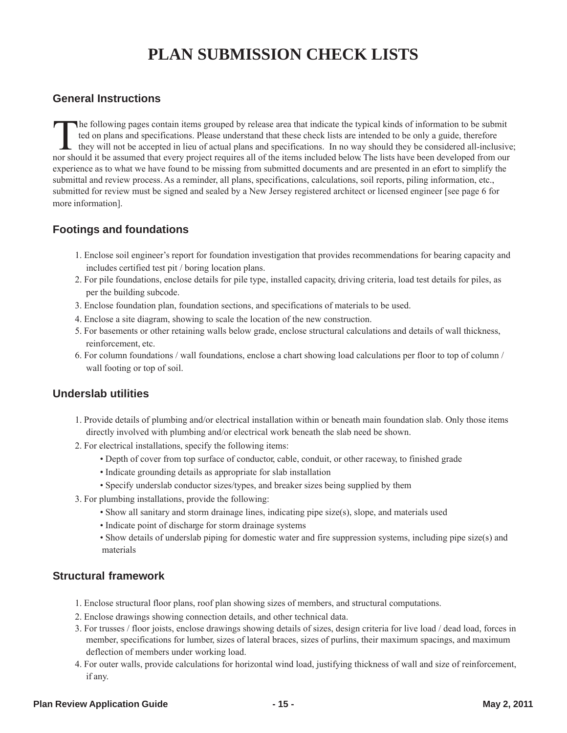// PLAN SUBMISSION CHECK LISTS

## General Instructions

The following pages contain items grouped by release area that indicate the typical kinds of information to be submitted on plans and specifications. Please understand that these check lists are intended to be only a guide, therefore they will not be accepted in lieu of actual plans and specifications. In no way should they be considered all-inclusive; nor should it be assumed that every project requires all of the items included below. The lists have been developed from our experience as to what we have found to be missing from submitted documents and are presented in an effort to simplify the submittal and review process. As a reminder, all plans, specifications, calculations, soil reports, piling information, etc., submitted for review must be signed and sealed by a New Jersey registered architect or licensed engineer [see page 6 for more information].

## Footings and foundations

1. Enclose soil engineer's report for foundation investigation that provides recommendations for bearing capacity and includes certified test pit / boring location plans.
2. For pile foundations, enclose details for pile type, installed capacity, driving criteria, load test details for piles, as per the building subcode.
3. Enclose foundation plan, foundation sections, and specifications of materials to be used.
4. Enclose a site diagram, showing to scale the location of the new construction.
5. For basements or other retaining walls below grade, enclose structural calculations and details of wall thickness, reinforcement, etc.
6. For column foundations / wall foundations, enclose a chart showing load calculations per floor to top of column / wall footing or top of soil.

## Underslab utilities

1. Provide details of plumbing and/or electrical installation within or beneath main foundation slab. Only those items directly involved with plumbing and/or electrical work beneath the slab need be shown.
2. For electrical installations, specify the following items:
   - Depth of cover from top surface of conductor, cable, conduit, or other raceway, to finished grade
   - Indicate grounding details as appropriate for slab installation
   - Specify underslab conductor sizes/types, and breaker sizes being supplied by them
3. For plumbing installations, provide the following:
   - Show all sanitary and storm drainage lines, indicating pipe size(s), slope, and materials used
   - Indicate point of discharge for storm drainage systems
   - Show details of underslab piping for domestic water and fire suppression systems, including pipe size(s) and materials

## Structural framework

1. Enclose structural floor plans, roof plan showing sizes of members, and structural computations.
2. Enclose drawings showing connection details, and other technical data.
3. For trusses / floor joists, enclose drawings showing details of sizes, design criteria for live load / dead load, forces in member, specifications for lumber, sizes of lateral braces, sizes of purlins, their maximum spacings, and maximum deflection of members under working load.
4. For outer walls, provide calculations for horizontal wind load, justifying thickness of wall and size of reinforcement, if any.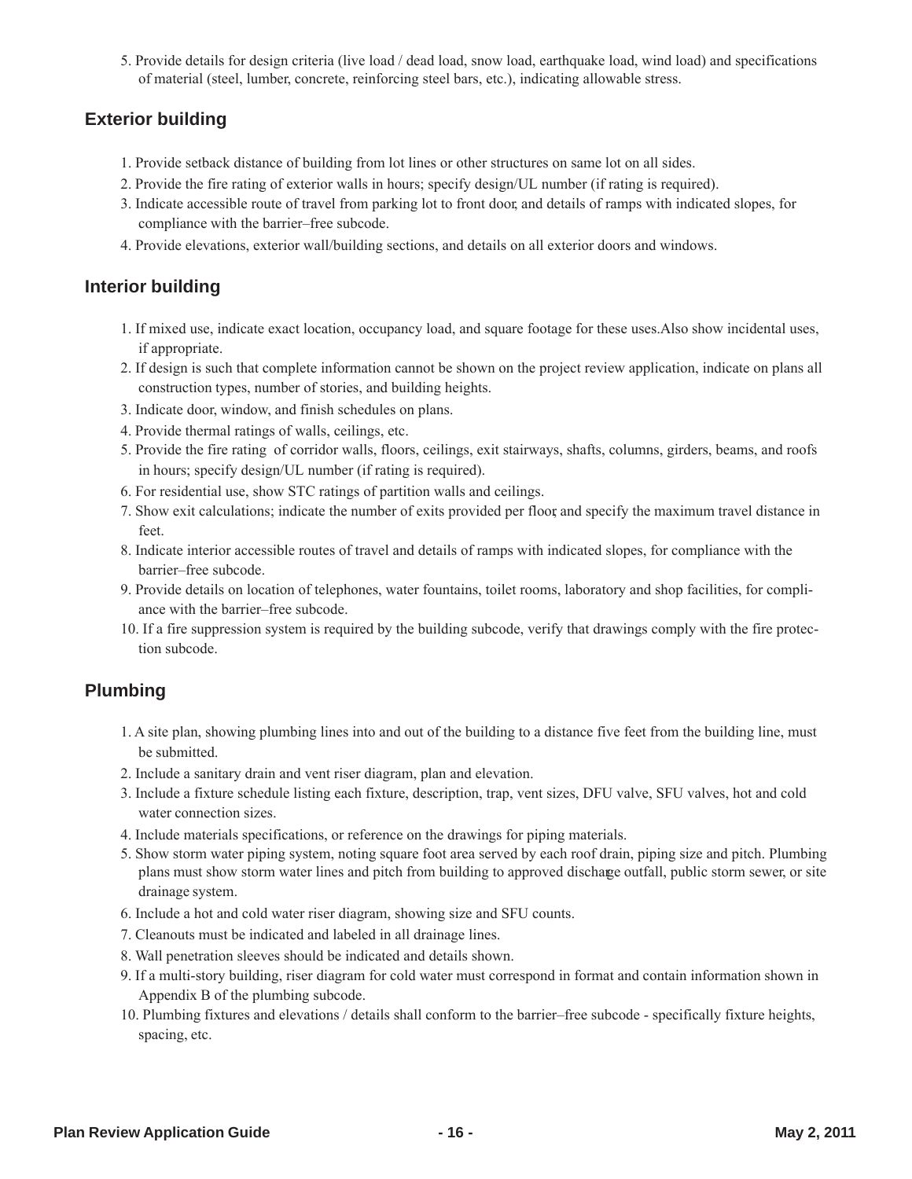5. Provide details for design criteria (live load / dead load, snow load, earthquake load, wind load) and specifications of material (steel, lumber, concrete, reinforcing steel bars, etc.), indicating allowable stress.

## Exterior building

1. Provide setback distance of building from lot lines or other structures on same lot on all sides.
2. Provide the fire rating of exterior walls in hours; specify design/UL number (if rating is required).
3. Indicate accessible route of travel from parking lot to front door, and details of ramps with indicated slopes, for compliance with the barrier–free subcode.
4. Provide elevations, exterior wall/building sections, and details on all exterior doors and windows.

## Interior building

1. If mixed use, indicate exact location, occupancy load, and square footage for these uses.Also show incidental uses, if appropriate.
2. If design is such that complete information cannot be shown on the project review application, indicate on plans all construction types, number of stories, and building heights.
3. Indicate door, window, and finish schedules on plans.
4. Provide thermal ratings of walls, ceilings, etc.
5. Provide the fire rating of corridor walls, floors, ceilings, exit stairways, shafts, columns, girders, beams, and roofs in hours; specify design/UL number (if rating is required).
6. For residential use, show STC ratings of partition walls and ceilings.
7. Show exit calculations; indicate the number of exits provided per floor, and specify the maximum travel distance in feet.
8. Indicate interior accessible routes of travel and details of ramps with indicated slopes, for compliance with the barrier–free subcode.
9. Provide details on location of telephones, water fountains, toilet rooms, laboratory and shop facilities, for compliance with the barrier–free subcode.
10. If a fire suppression system is required by the building subcode, verify that drawings comply with the fire protection subcode.

## Plumbing

1. A site plan, showing plumbing lines into and out of the building to a distance five feet from the building line, must be submitted.
2. Include a sanitary drain and vent riser diagram, plan and elevation.
3. Include a fixture schedule listing each fixture, description, trap, vent sizes, DFU valve, SFU valves, hot and cold water connection sizes.
4. Include materials specifications, or reference on the drawings for piping materials.
5. Show storm water piping system, noting square foot area served by each roof drain, piping size and pitch. Plumbing plans must show storm water lines and pitch from building to approved discharge outfall, public storm sewer, or site drainage system.
6. Include a hot and cold water riser diagram, showing size and SFU counts.
7. Cleanouts must be indicated and labeled in all drainage lines.
8. Wall penetration sleeves should be indicated and details shown.
9. If a multi-story building, riser diagram for cold water must correspond in format and contain information shown in Appendix B of the plumbing subcode.
10. Plumbing fixtures and elevations / details shall conform to the barrier–free subcode - specifically fixture heights, spacing, etc.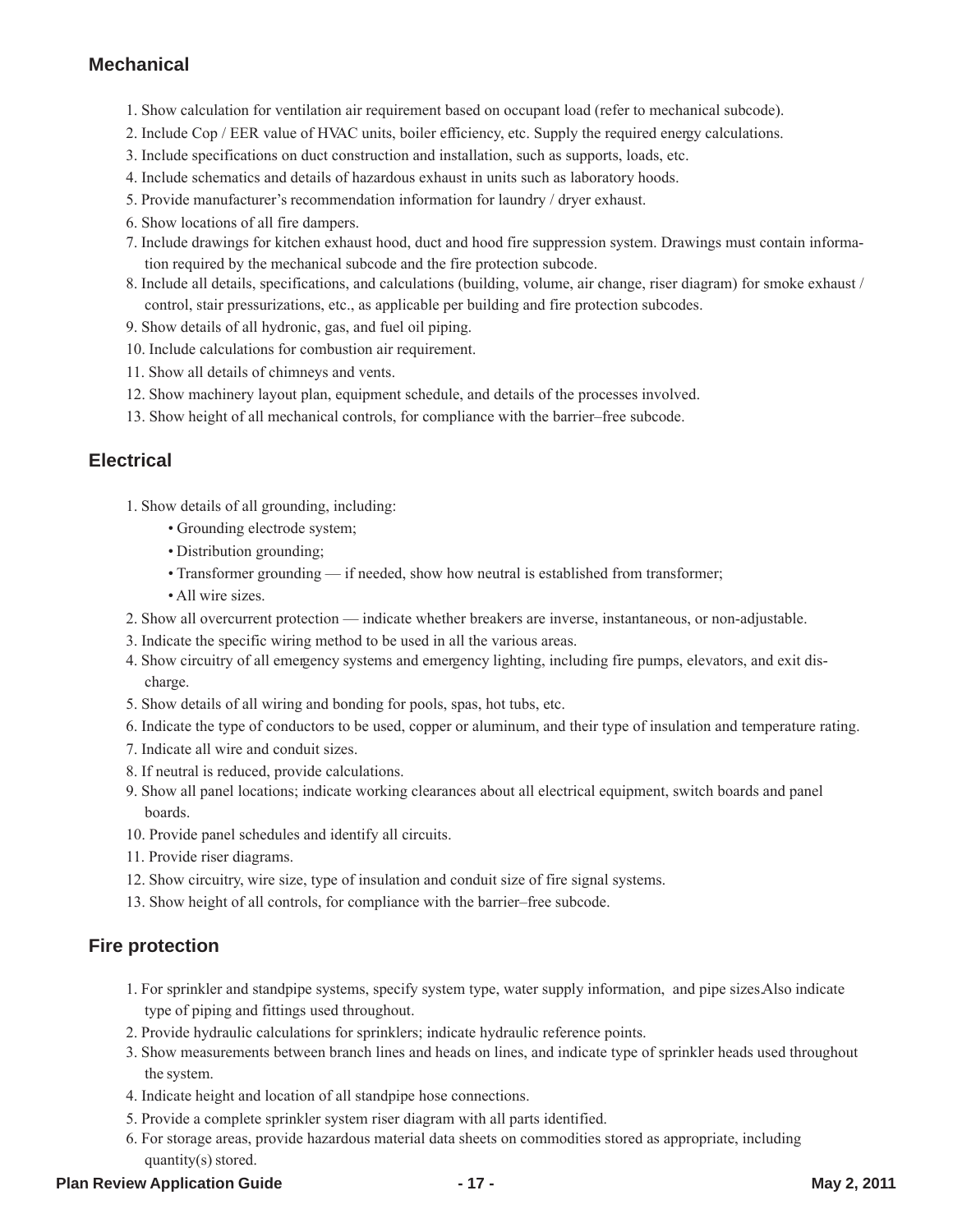## Mechanical

1. Show calculation for ventilation air requirement based on occupant load (refer to mechanical subcode).
2. Include Cop / EER value of HVAC units, boiler efficiency, etc. Supply the required energy calculations.
3. Include specifications on duct construction and installation, such as supports, loads, etc.
4. Include schematics and details of hazardous exhaust in units such as laboratory hoods.
5. Provide manufacturer's recommendation information for laundry / dryer exhaust.
6. Show locations of all fire dampers.
7. Include drawings for kitchen exhaust hood, duct and hood fire suppression system. Drawings must contain information required by the mechanical subcode and the fire protection subcode.
8. Include all details, specifications, and calculations (building, volume, air change, riser diagram) for smoke exhaust / control, stair pressurizations, etc., as applicable per building and fire protection subcodes.
9. Show details of all hydronic, gas, and fuel oil piping.
10. Include calculations for combustion air requirement.
11. Show all details of chimneys and vents.
12. Show machinery layout plan, equipment schedule, and details of the processes involved.
13. Show height of all mechanical controls, for compliance with the barrier–free subcode.

## Electrical

1. Show details of all grounding, including:
   - Grounding electrode system;
   - Distribution grounding;
   - Transformer grounding — if needed, show how neutral is established from transformer;
   - All wire sizes.
2. Show all overcurrent protection — indicate whether breakers are inverse, instantaneous, or non-adjustable.
3. Indicate the specific wiring method to be used in all the various areas.
4. Show circuitry of all emergency systems and emergency lighting, including fire pumps, elevators, and exit discharge.
5. Show details of all wiring and bonding for pools, spas, hot tubs, etc.
6. Indicate the type of conductors to be used, copper or aluminum, and their type of insulation and temperature rating.
7. Indicate all wire and conduit sizes.
8. If neutral is reduced, provide calculations.
9. Show all panel locations; indicate working clearances about all electrical equipment, switch boards and panel boards.
10. Provide panel schedules and identify all circuits.
11. Provide riser diagrams.
12. Show circuitry, wire size, type of insulation and conduit size of fire signal systems.
13. Show height of all controls, for compliance with the barrier–free subcode.

## Fire protection

1. For sprinkler and standpipe systems, specify system type, water supply information, and pipe sizes. Also indicate type of piping and fittings used throughout.
2. Provide hydraulic calculations for sprinklers; indicate hydraulic reference points.
3. Show measurements between branch lines and heads on lines, and indicate type of sprinkler heads used throughout the system.
4. Indicate height and location of all standpipe hose connections.
5. Provide a complete sprinkler system riser diagram with all parts identified.
6. For storage areas, provide hazardous material data sheets on commodities stored as appropriate, including quantity(s) stored.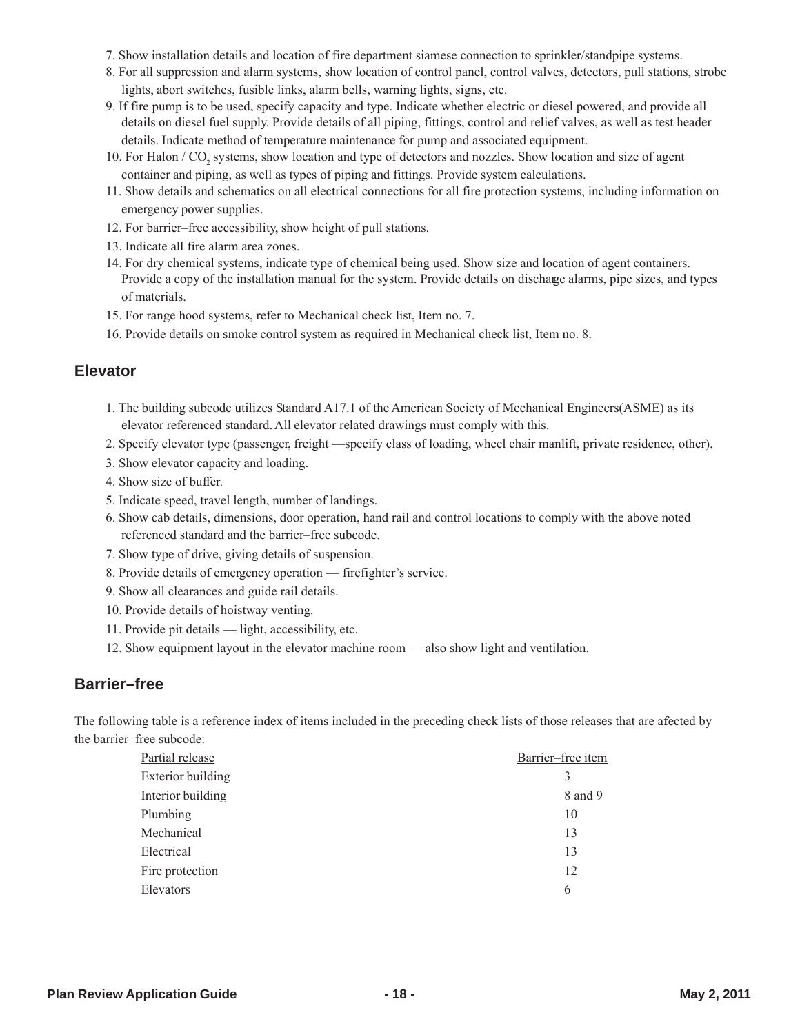7. Show installation details and location of fire department siamese connection to sprinkler/standpipe systems.
8. For all suppression and alarm systems, show location of control panel, control valves, detectors, pull stations, strobe lights, abort switches, fusible links, alarm bells, warning lights, signs, etc.
9. If fire pump is to be used, specify capacity and type. Indicate whether electric or diesel powered, and provide all details on diesel fuel supply. Provide details of all piping, fittings, control and relief valves, as well as test header details. Indicate method of temperature maintenance for pump and associated equipment.
10. For Halon / $CO_2$ systems, show location and type of detectors and nozzles. Show location and size of agent container and piping, as well as types of piping and fittings. Provide system calculations.
11. Show details and schematics on all electrical connections for all fire protection systems, including information on emergency power supplies.
12. For barrier–free accessibility, show height of pull stations.
13. Indicate all fire alarm area zones.
14. For dry chemical systems, indicate type of chemical being used. Show size and location of agent containers. Provide a copy of the installation manual for the system. Provide details on discharge alarms, pipe sizes, and types of materials.
15. For range hood systems, refer to Mechanical check list, Item no. 7.
16. Provide details on smoke control system as required in Mechanical check list, Item no. 8.

## Elevator

1. The building subcode utilizes Standard A17.1 of the American Society of Mechanical Engineers(ASME) as its elevator referenced standard. All elevator related drawings must comply with this.
2. Specify elevator type (passenger, freight —specify class of loading, wheel chair manlift, private residence, other).
3. Show elevator capacity and loading.
4. Show size of buffer.
5. Indicate speed, travel length, number of landings.
6. Show cab details, dimensions, door operation, hand rail and control locations to comply with the above noted referenced standard and the barrier–free subcode.
7. Show type of drive, giving details of suspension.
8. Provide details of emergency operation — firefighter's service.
9. Show all clearances and guide rail details.
10. Provide details of hoistway venting.
11. Provide pit details — light, accessibility, etc.
12. Show equipment layout in the elevator machine room — also show light and ventilation.

## Barrier–free

The following table is a reference index of items included in the preceding check lists of those releases that are afected by the barrier–free subcode:

| Partial release | Barrier–free item |
|---|---|
| Exterior building | 3 |
| Interior building | 8 and 9 |
| Plumbing | 10 |
| Mechanical | 13 |
| Electrical | 13 |
| Fire protection | 12 |
| Elevators | 6 |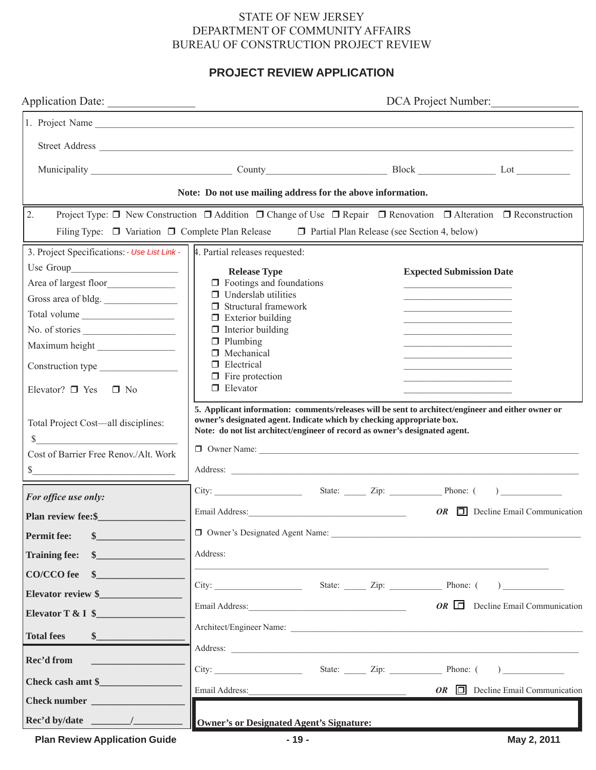STATE OF NEW JERSEY
DEPARTMENT OF COMMUNITY AFFAIRS
BUREAU OF CONSTRUCTION PROJECT REVIEW

## PROJECT REVIEW APPLICATION

Application Date: _______________ DCA Project Number: _______________

1. Project Name ______________________________________________

Street Address ______________________________________________

Municipality ____________________ County ____________________ Block ____________ Lot __________

**Note: Do not use mailing address for the above information.**

2. Project Type: ☐ New Construction ☐ Addition ☐ Change of Use ☐ Repair ☐ Renovation ☐ Alteration ☐ Reconstruction

Filing Type: ☐ Variation ☐ Complete Plan Release ☐ Partial Plan Release (see Section 4, below)

3. Project Specifications: *- Use List Link -*

Use Group ______________________

Area of largest floor ______________

Gross area of bldg. _______________

Total volume ___________________

No. of stories ___________________

Maximum height ________________

Construction type ________________

Elevator? ☐ Yes ☐ No

Total Project Cost—all disciplines:

$____________________________

Cost of Barrier Free Renov./Alt. Work

$____________________________

4. Partial releases requested:

| Release Type | Expected Submission Date |
|---|---|
| ☐ Footings and foundations | ______________________ |
| ☐ Underslab utilities | ______________________ |
| ☐ Structural framework | ______________________ |
| ☐ Exterior building | ______________________ |
| ☐ Interior building | ______________________ |
| ☐ Plumbing | ______________________ |
| ☐ Mechanical | ______________________ |
| ☐ Electrical | ______________________ |
| ☐ Fire protection | ______________________ |
| ☐ Elevator | ______________________ |

**5. Applicant information: comments/releases will be sent to architect/engineer and either owner or owner's designated agent. Indicate which by checking appropriate box.**
**Note: do not list architect/engineer of record as owner's designated agent.**

☐ Owner Name: ______________________________________________

Address: ______________________________________________

City: ________________ State: _____ Zip: ___________ Phone: ( ) _____________

Email Address: ______________________________ *OR* ☐ Decline Email Communication

☐ Owner's Designated Agent Name: ______________________________________________

Address:

______________________________________________

City: ________________ State: _____ Zip: ___________ Phone: ( ) _____________

Email Address: ______________________________ *OR* ☐ Decline Email Communication

Architect/Engineer Name: ______________________________________________

Address: ______________________________________________

City: ________________ State: _____ Zip: ___________ Phone: ( ) _____________

Email Address: ______________________________ *OR* ☐ Decline Email Communication

**Owner's or Designated Agent's Signature:**

***For office use only:***

**Plan review fee:$** __________________

**Permit fee: $** __________________

**Training fee: $** __________________

**CO/CCO fee $** __________________

**Elevator review $** ________________

**Elevator T & I $** __________________

**Total fees $** __________________

**Rec'd from** __________________

**Check cash amt $** ________________

**Check number** __________________

**Rec'd by/date** ________/__________

**Plan Review Application Guide** **May 2, 2011**